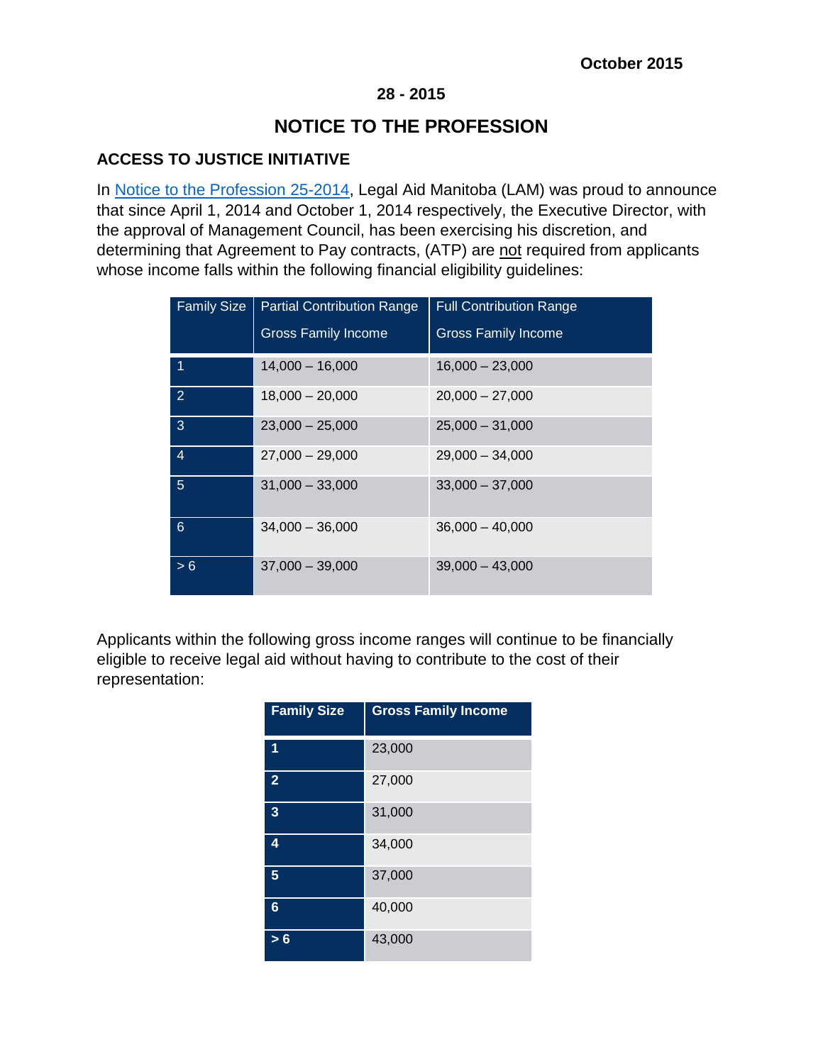**October 2015**

**28 - 2015**

# NOTICE TO THE PROFESSION

## ACCESS TO JUSTICE INITIATIVE

In Notice to the Profession 25-2014, Legal Aid Manitoba (LAM) was proud to announce that since April 1, 2014 and October 1, 2014 respectively, the Executive Director, with the approval of Management Council, has been exercising his discretion, and determining that Agreement to Pay contracts, (ATP) are not required from applicants whose income falls within the following financial eligibility guidelines:

| Family Size | Partial Contribution Range Gross Family Income | Full Contribution Range Gross Family Income |
|---|---|---|
| 1 | 14,000 – 16,000 | 16,000 – 23,000 |
| 2 | 18,000 – 20,000 | 20,000 – 27,000 |
| 3 | 23,000 – 25,000 | 25,000 – 31,000 |
| 4 | 27,000 – 29,000 | 29,000 – 34,000 |
| 5 | 31,000 – 33,000 | 33,000 – 37,000 |
| 6 | 34,000 – 36,000 | 36,000 – 40,000 |
| > 6 | 37,000 – 39,000 | 39,000 – 43,000 |

Applicants within the following gross income ranges will continue to be financially eligible to receive legal aid without having to contribute to the cost of their representation:

| Family Size | Gross Family Income |
|---|---|
| **1** | 23,000 |
| **2** | 27,000 |
| **3** | 31,000 |
| **4** | 34,000 |
| **5** | 37,000 |
| **6** | 40,000 |
| **> 6** | 43,000 |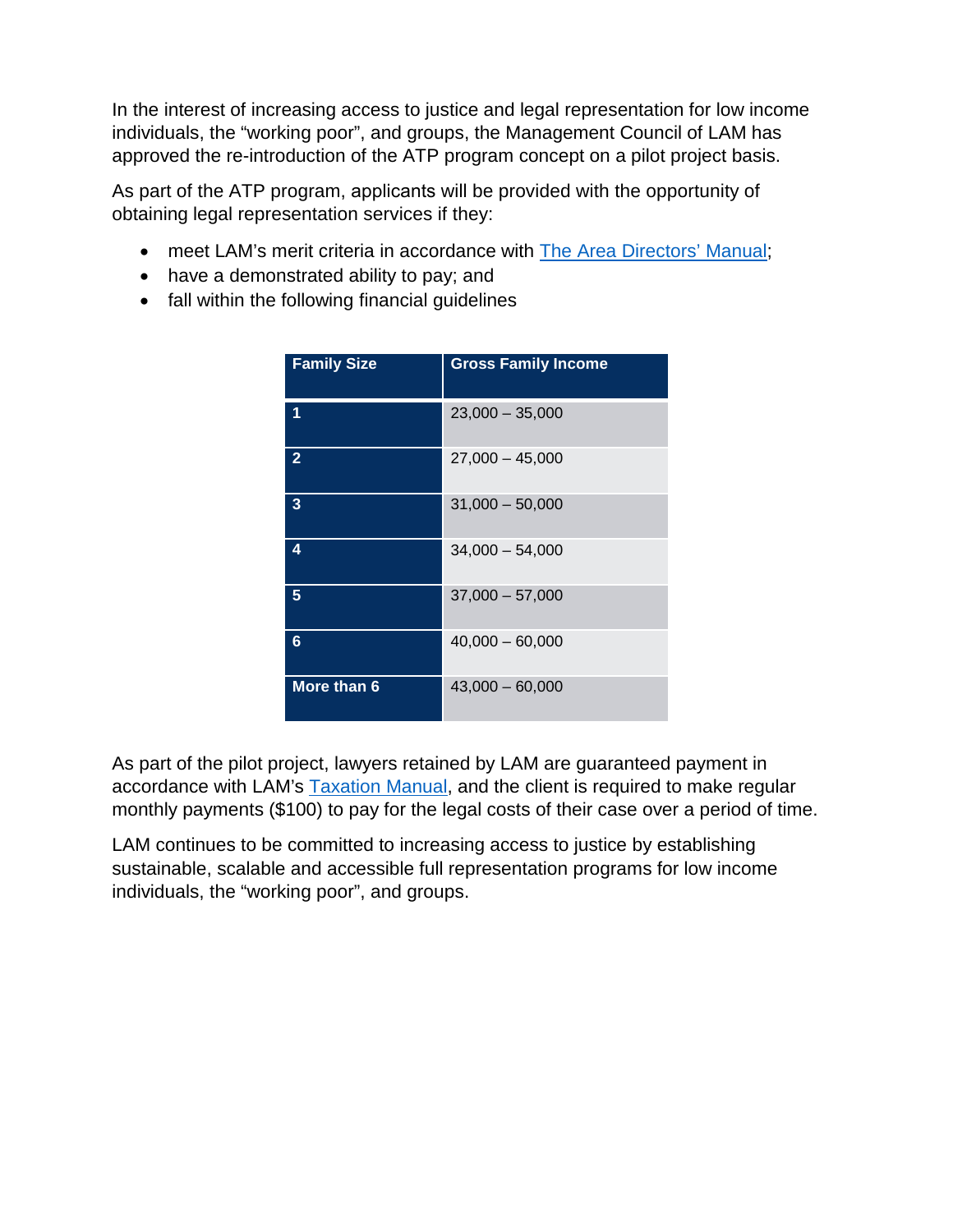In the interest of increasing access to justice and legal representation for low income individuals, the “working poor”, and groups, the Management Council of LAM has approved the re-introduction of the ATP program concept on a pilot project basis.

As part of the ATP program, applicants will be provided with the opportunity of obtaining legal representation services if they:

- meet LAM’s merit criteria in accordance with The Area Directors’ Manual;
- have a demonstrated ability to pay; and
- fall within the following financial guidelines

| Family Size | Gross Family Income |
|---|---|
| 1 | 23,000 – 35,000 |
| 2 | 27,000 – 45,000 |
| 3 | 31,000 – 50,000 |
| 4 | 34,000 – 54,000 |
| 5 | 37,000 – 57,000 |
| 6 | 40,000 – 60,000 |
| More than 6 | 43,000 – 60,000 |

As part of the pilot project, lawyers retained by LAM are guaranteed payment in accordance with LAM’s Taxation Manual, and the client is required to make regular monthly payments ($100) to pay for the legal costs of their case over a period of time.

LAM continues to be committed to increasing access to justice by establishing sustainable, scalable and accessible full representation programs for low income individuals, the “working poor”, and groups.